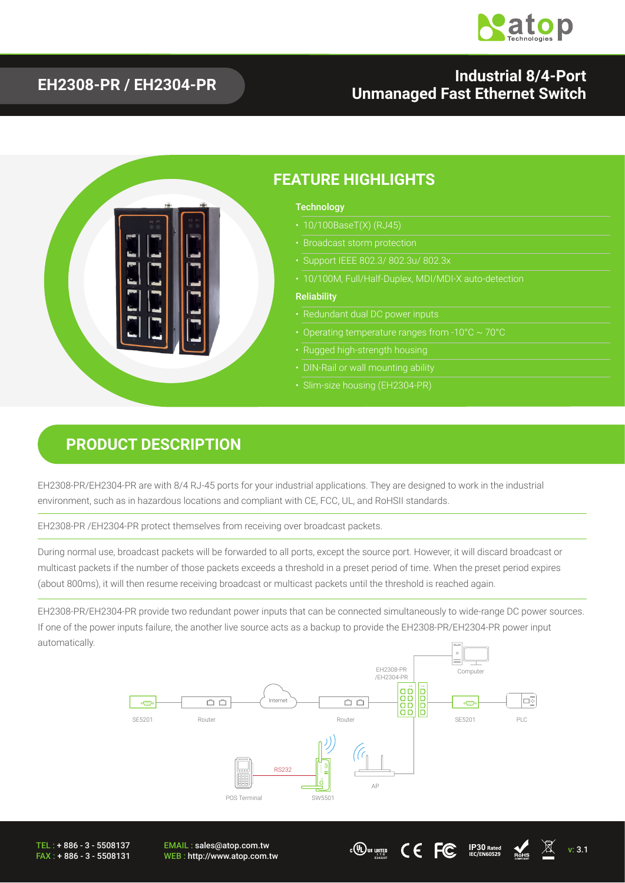# EH2308-PR / EH2304-PR

## Industrial 8/4-Port Unmanaged Fast Ethernet Switch

## FEATURE HIGHLIGHTS

**Technology**

- 10/100BaseT(X) (RJ45)
- Broadcast storm protection
- Support IEEE 802.3/ 802.3u/ 802.3x
- 10/100M, Full/Half-Duplex, MDI/MDI-X auto-detection

**Reliability**

- Redundant dual DC power inputs
- Operating temperature ranges from -10°C ~ 70°C
- Rugged high-strength housing
- DIN-Rail or wall mounting ability
- Slim-size housing (EH2304-PR)

## PRODUCT DESCRIPTION

EH2308-PR/EH2304-PR are with 8/4 RJ-45 ports for your industrial applications. They are designed to work in the industrial environment, such as in hazardous locations and compliant with CE, FCC, UL, and RoHSII standards.

EH2308-PR /EH2304-PR protect themselves from receiving over broadcast packets.

During normal use, broadcast packets will be forwarded to all ports, except the source port. However, it will discard broadcast or multicast packets if the number of those packets exceeds a threshold in a preset period of time. When the preset period expires (about 800ms), it will then resume receiving broadcast or multicast packets until the threshold is reached again.

EH2308-PR/EH2304-PR provide two redundant power inputs that can be connected simultaneously to wide-range DC power sources. If one of the power inputs failure, the another live source acts as a backup to provide the EH2308-PR/EH2304-PR power input automatically.

TEL : + 886 - 3 - 5508137
FAX : + 886 - 3 - 5508131

EMAIL : sales@atop.com.tw
WEB : http://www.atop.com.tw

v: 3.1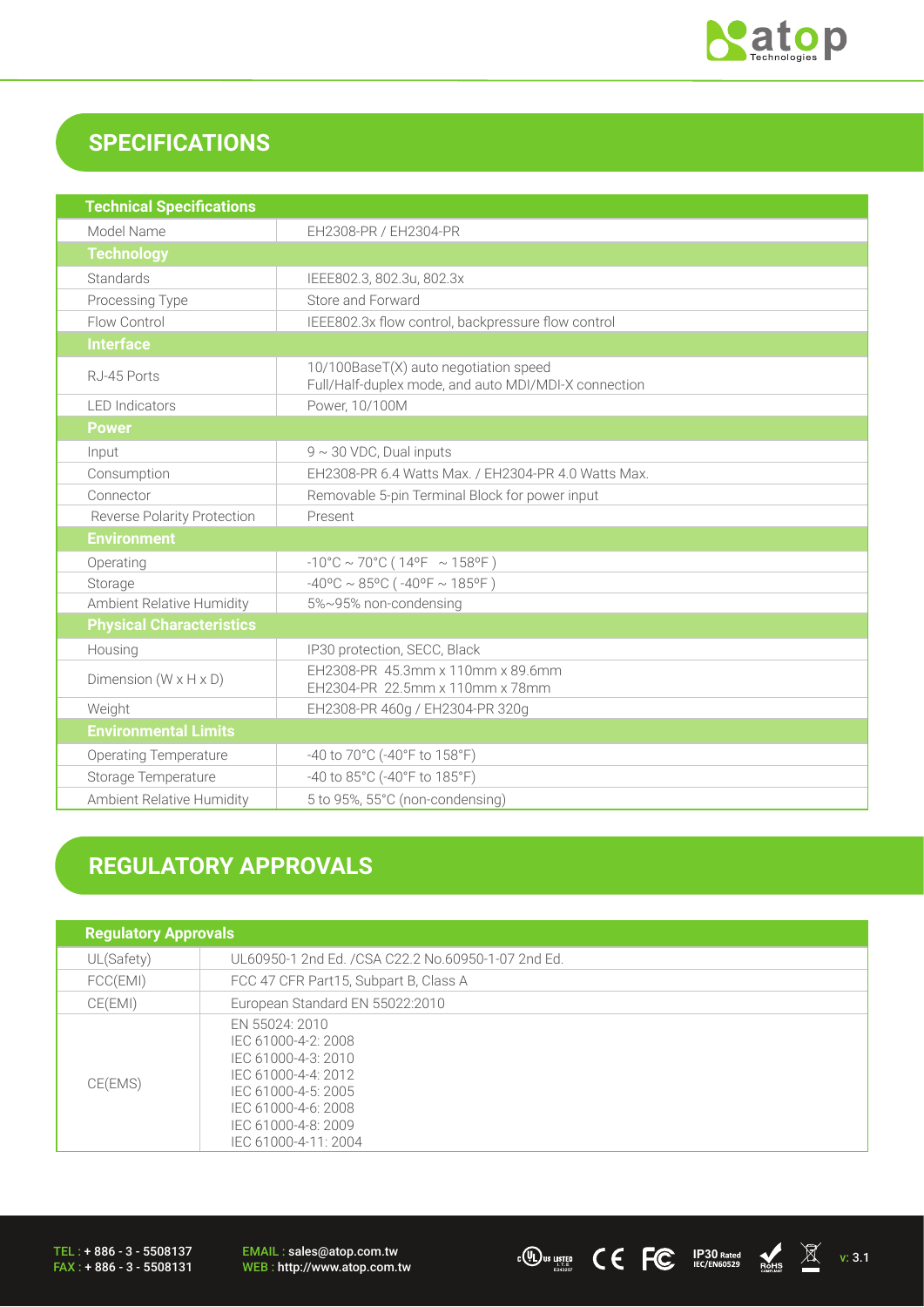## SPECIFICATIONS

| Technical Specifications | |
|---|---|
| Model Name | EH2308-PR / EH2304-PR |
| **Technology** | |
| Standards | IEEE802.3, 802.3u, 802.3x |
| Processing Type | Store and Forward |
| Flow Control | IEEE802.3x flow control, backpressure flow control |
| **Interface** | |
| RJ-45 Ports | 10/100BaseT(X) auto negotiation speed<br>Full/Half-duplex mode, and auto MDI/MDI-X connection |
| LED Indicators | Power, 10/100M |
| **Power** | |
| Input | 9 ~ 30 VDC, Dual inputs |
| Consumption | EH2308-PR 6.4 Watts Max. / EH2304-PR 4.0 Watts Max. |
| Connector | Removable 5-pin Terminal Block for power input |
| Reverse Polarity Protection | Present |
| **Environment** | |
| Operating | -10°C ~ 70°C ( 14ºF ~ 158ºF ) |
| Storage | -40ºC ~ 85ºC ( -40ºF ~ 185ºF ) |
| Ambient Relative Humidity | 5%~95% non-condensing |
| **Physical Characteristics** | |
| Housing | IP30 protection, SECC, Black |
| Dimension (W x H x D) | EH2308-PR 45.3mm x 110mm x 89.6mm<br>EH2304-PR 22.5mm x 110mm x 78mm |
| Weight | EH2308-PR 460g / EH2304-PR 320g |
| **Environmental Limits** | |
| Operating Temperature | -40 to 70°C (-40°F to 158°F) |
| Storage Temperature | -40 to 85°C (-40°F to 185°F) |
| Ambient Relative Humidity | 5 to 95%, 55°C (non-condensing) |

## REGULATORY APPROVALS

| Regulatory Approvals | |
|---|---|
| UL(Safety) | UL60950-1 2nd Ed. /CSA C22.2 No.60950-1-07 2nd Ed. |
| FCC(EMI) | FCC 47 CFR Part15, Subpart B, Class A |
| CE(EMI) | European Standard EN 55022:2010 |
| CE(EMS) | EN 55024: 2010<br>IEC 61000-4-2: 2008<br>IEC 61000-4-3: 2010<br>IEC 61000-4-4: 2012<br>IEC 61000-4-5: 2005<br>IEC 61000-4-6: 2008<br>IEC 61000-4-8: 2009<br>IEC 61000-4-11: 2004 |

TEL : + 886 - 3 - 5508137
FAX : + 886 - 3 - 5508131
EMAIL : sales@atop.com.tw
WEB : http://www.atop.com.tw
v: 3.1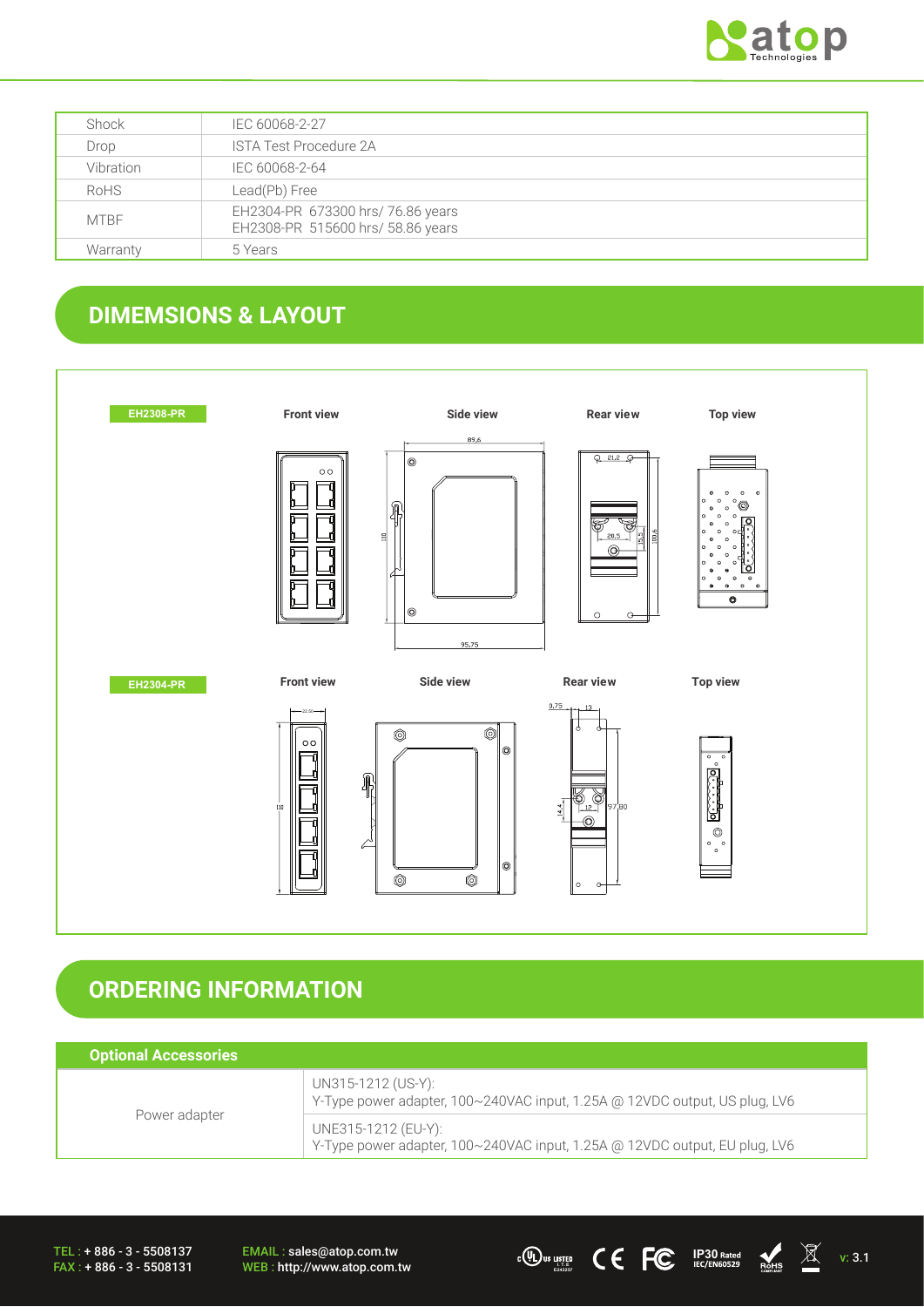| | |
|---|---|
| Shock | IEC 60068-2-27 |
| Drop | ISTA Test Procedure 2A |
| Vibration | IEC 60068-2-64 |
| RoHS | Lead(Pb) Free |
| MTBF | EH2304-PR 673300 hrs/ 76.86 years<br>EH2308-PR 515600 hrs/ 58.86 years |
| Warranty | 5 Years |

## DIMEMSIONS & LAYOUT

EH2308-PR

Front view

Side view

89.6

110

95.75

Rear view

21.2

20.5

15.5

100.6

Top view

EH2304-PR

Front view

22.50

110

Side view

Rear view

0.75

13

14.4

12

97.80

Top view

## ORDERING INFORMATION

| Optional Accessories | |
|---|---|
| Power adapter | UN315-1212 (US-Y):<br>Y-Type power adapter, 100~240VAC input, 1.25A @ 12VDC output, US plug, LV6 |
| | UNE315-1212 (EU-Y):<br>Y-Type power adapter, 100~240VAC input, 1.25A @ 12VDC output, EU plug, LV6 |